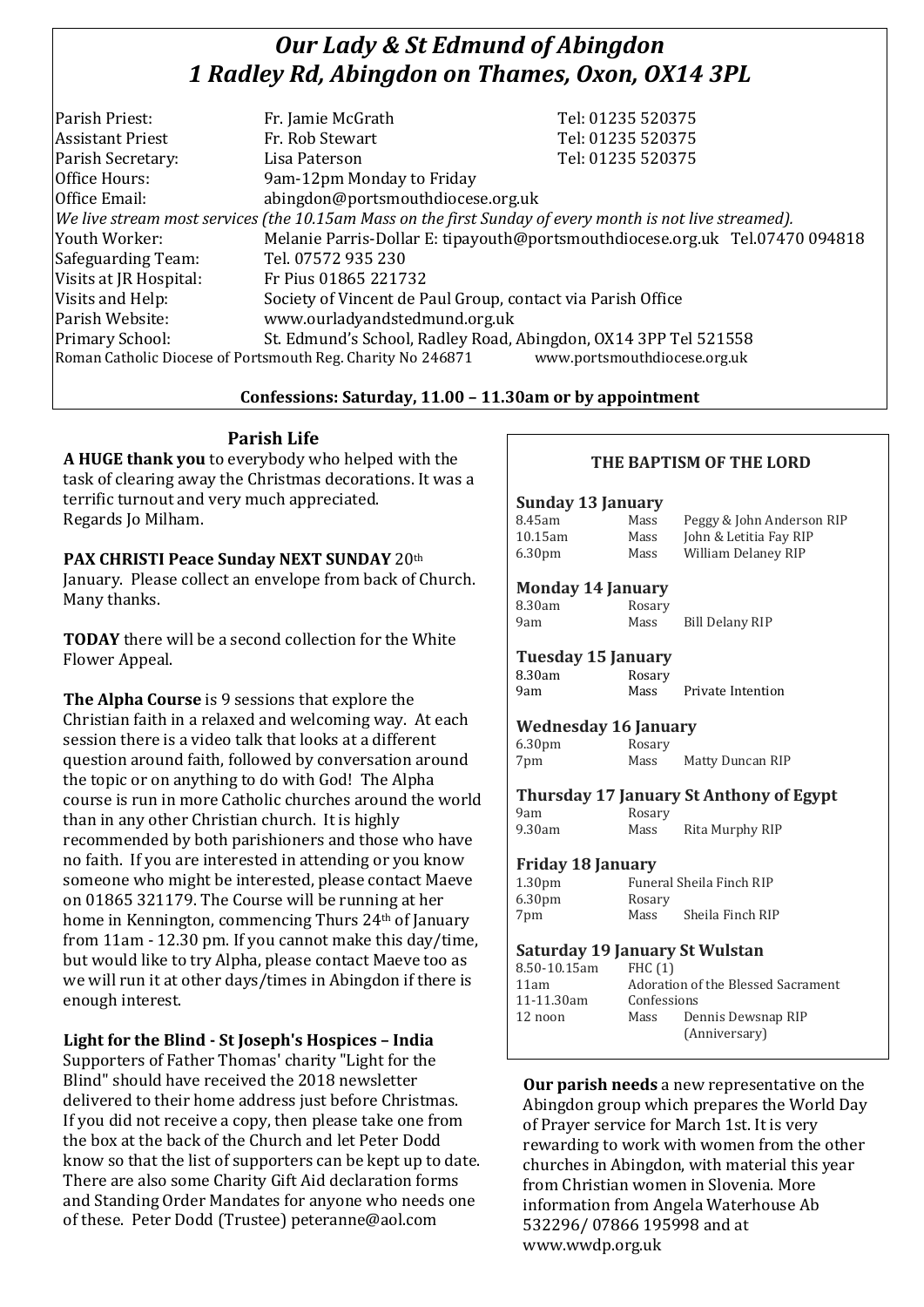# *Our Lady & St Edmund of Abingdon*
# *1 Radley Rd, Abingdon on Thames, Oxon, OX14 3PL*

| | | |
|---|---|---|
| Parish Priest: | Fr. Jamie McGrath | Tel: 01235 520375 |
| Assistant Priest | Fr. Rob Stewart | Tel: 01235 520375 |
| Parish Secretary: | Lisa Paterson | Tel: 01235 520375 |
| Office Hours: | 9am-12pm Monday to Friday | |
| Office Email: | abingdon@portsmouthdiocese.org.uk | |

*We live stream most services (the 10.15am Mass on the first Sunday of every month is not live streamed).*

| | |
|---|---|
| Youth Worker: | Melanie Parris-Dollar E: tipayouth@portsmouthdiocese.org.uk Tel.07470 094818 |
| Safeguarding Team: | Tel. 07572 935 230 |
| Visits at JR Hospital: | Fr Pius 01865 221732 |
| Visits and Help: | Society of Vincent de Paul Group, contact via Parish Office |
| Parish Website: | www.ourladyandstedmund.org.uk |
| Primary School: | St. Edmund's School, Radley Road, Abingdon, OX14 3PP Tel 521558 |

Roman Catholic Diocese of Portsmouth Reg. Charity No 246871 www.portsmouthdiocese.org.uk

**Confessions: Saturday, 11.00 – 11.30am or by appointment**

## Parish Life

**A HUGE thank you** to everybody who helped with the task of clearing away the Christmas decorations. It was a terrific turnout and very much appreciated. Regards Jo Milham.

**PAX CHRISTI Peace Sunday NEXT SUNDAY** 20th January. Please collect an envelope from back of Church. Many thanks.

**TODAY** there will be a second collection for the White Flower Appeal.

**The Alpha Course** is 9 sessions that explore the Christian faith in a relaxed and welcoming way. At each session there is a video talk that looks at a different question around faith, followed by conversation around the topic or on anything to do with God! The Alpha course is run in more Catholic churches around the world than in any other Christian church. It is highly recommended by both parishioners and those who have no faith. If you are interested in attending or you know someone who might be interested, please contact Maeve on 01865 321179. The Course will be running at her home in Kennington, commencing Thurs 24th of January from 11am - 12.30 pm. If you cannot make this day/time, but would like to try Alpha, please contact Maeve too as we will run it at other days/times in Abingdon if there is enough interest.

**Light for the Blind - St Joseph's Hospices – India**
Supporters of Father Thomas' charity "Light for the Blind" should have received the 2018 newsletter delivered to their home address just before Christmas. If you did not receive a copy, then please take one from the box at the back of the Church and let Peter Dodd know so that the list of supporters can be kept up to date. There are also some Charity Gift Aid declaration forms and Standing Order Mandates for anyone who needs one of these. Peter Dodd (Trustee) peteranne@aol.com

### THE BAPTISM OF THE LORD

**Sunday 13 January**

| | | |
|---|---|---|
| 8.45am | Mass | Peggy & John Anderson RIP |
| 10.15am | Mass | John & Letitia Fay RIP |
| 6.30pm | Mass | William Delaney RIP |

**Monday 14 January**

| | | |
|---|---|---|
| 8.30am | Rosary | |
| 9am | Mass | Bill Delany RIP |

**Tuesday 15 January**

| | | |
|---|---|---|
| 8.30am | Rosary | |
| 9am | Mass | Private Intention |

**Wednesday 16 January**

| | | |
|---|---|---|
| 6.30pm | Rosary | |
| 7pm | Mass | Matty Duncan RIP |

**Thursday 17 January St Anthony of Egypt**

| | | |
|---|---|---|
| 9am | Rosary | |
| 9.30am | Mass | Rita Murphy RIP |

**Friday 18 January**

| | | |
|---|---|---|
| 1.30pm | Funeral Sheila Finch RIP | |
| 6.30pm | Rosary | |
| 7pm | Mass | Sheila Finch RIP |

**Saturday 19 January St Wulstan**

| | | |
|---|---|---|
| 8.50-10.15am | FHC (1) | |
| 11am | Adoration of the Blessed Sacrament | |
| 11-11.30am | Confessions | |
| 12 noon | Mass | Dennis Dewsnap RIP (Anniversary) |

**Our parish needs** a new representative on the Abingdon group which prepares the World Day of Prayer service for March 1st. It is very rewarding to work with women from the other churches in Abingdon, with material this year from Christian women in Slovenia. More information from Angela Waterhouse Ab 532296/ 07866 195998 and at www.wwdp.org.uk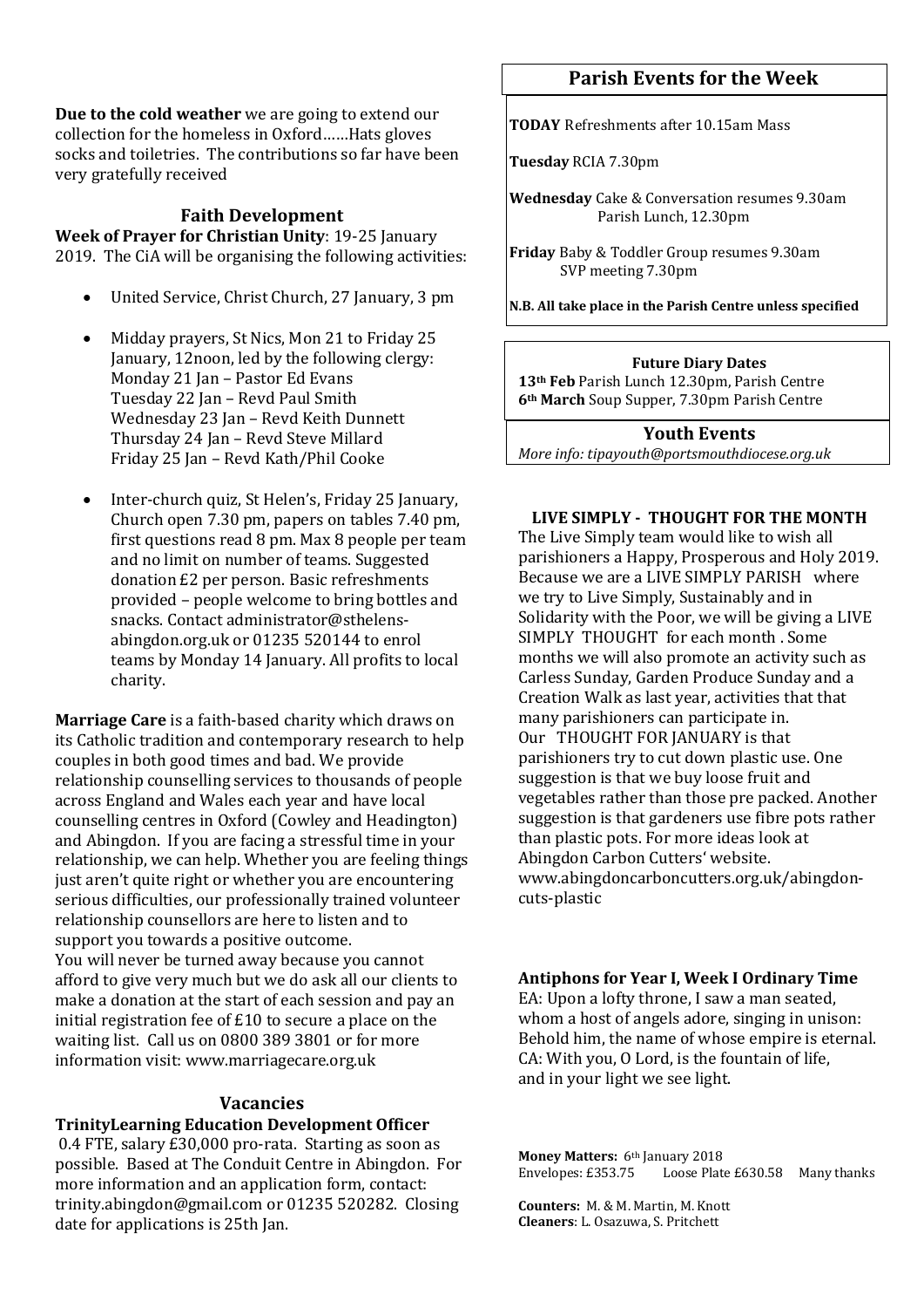**Due to the cold weather** we are going to extend our collection for the homeless in Oxford……Hats gloves socks and toiletries. The contributions so far have been very gratefully received

## Faith Development

**Week of Prayer for Christian Unity**: 19-25 January 2019. The CiA will be organising the following activities:

- United Service, Christ Church, 27 January, 3 pm
- Midday prayers, St Nics, Mon 21 to Friday 25 January, 12noon, led by the following clergy:
  Monday 21 Jan – Pastor Ed Evans
  Tuesday 22 Jan – Revd Paul Smith
  Wednesday 23 Jan – Revd Keith Dunnett
  Thursday 24 Jan – Revd Steve Millard
  Friday 25 Jan – Revd Kath/Phil Cooke
- Inter-church quiz, St Helen's, Friday 25 January, Church open 7.30 pm, papers on tables 7.40 pm, first questions read 8 pm. Max 8 people per team and no limit on number of teams. Suggested donation £2 per person. Basic refreshments provided – people welcome to bring bottles and snacks. Contact administrator@sthelens-abingdon.org.uk or 01235 520144 to enrol teams by Monday 14 January. All profits to local charity.

**Marriage Care** is a faith-based charity which draws on its Catholic tradition and contemporary research to help couples in both good times and bad. We provide relationship counselling services to thousands of people across England and Wales each year and have local counselling centres in Oxford (Cowley and Headington) and Abingdon. If you are facing a stressful time in your relationship, we can help. Whether you are feeling things just aren't quite right or whether you are encountering serious difficulties, our professionally trained volunteer relationship counsellors are here to listen and to support you towards a positive outcome.
You will never be turned away because you cannot afford to give very much but we do ask all our clients to make a donation at the start of each session and pay an initial registration fee of £10 to secure a place on the waiting list. Call us on 0800 389 3801 or for more information visit: www.marriagecare.org.uk

## Vacancies

**TrinityLearning Education Development Officer**
0.4 FTE, salary £30,000 pro-rata. Starting as soon as possible. Based at The Conduit Centre in Abingdon. For more information and an application form, contact: trinity.abingdon@gmail.com or 01235 520282. Closing date for applications is 25th Jan.

## Parish Events for the Week

**TODAY** Refreshments after 10.15am Mass

**Tuesday** RCIA 7.30pm

**Wednesday** Cake & Conversation resumes 9.30am
Parish Lunch, 12.30pm

**Friday** Baby & Toddler Group resumes 9.30am
SVP meeting 7.30pm

**N.B. All take place in the Parish Centre unless specified**

**Future Diary Dates**
**13th Feb** Parish Lunch 12.30pm, Parish Centre
**6th March** Soup Supper, 7.30pm Parish Centre

**Youth Events**
*More info: tipayouth@portsmouthdiocese.org.uk*

**LIVE SIMPLY - THOUGHT FOR THE MONTH**
The Live Simply team would like to wish all parishioners a Happy, Prosperous and Holy 2019. Because we are a LIVE SIMPLY PARISH where we try to Live Simply, Sustainably and in Solidarity with the Poor, we will be giving a LIVE SIMPLY THOUGHT for each month . Some months we will also promote an activity such as Carless Sunday, Garden Produce Sunday and a Creation Walk as last year, activities that that many parishioners can participate in.
Our THOUGHT FOR JANUARY is that parishioners try to cut down plastic use. One suggestion is that we buy loose fruit and vegetables rather than those pre packed. Another suggestion is that gardeners use fibre pots rather than plastic pots. For more ideas look at Abingdon Carbon Cutters' website. www.abingdoncarboncutters.org.uk/abingdon-cuts-plastic

**Antiphons for Year I, Week I Ordinary Time**
EA: Upon a lofty throne, I saw a man seated, whom a host of angels adore, singing in unison: Behold him, the name of whose empire is eternal.
CA: With you, O Lord, is the fountain of life, and in your light we see light.

**Money Matters:** 6th January 2018
Envelopes: £353.75 Loose Plate £630.58 Many thanks

**Counters:** M. & M. Martin, M. Knott
**Cleaners**: L. Osazuwa, S. Pritchett